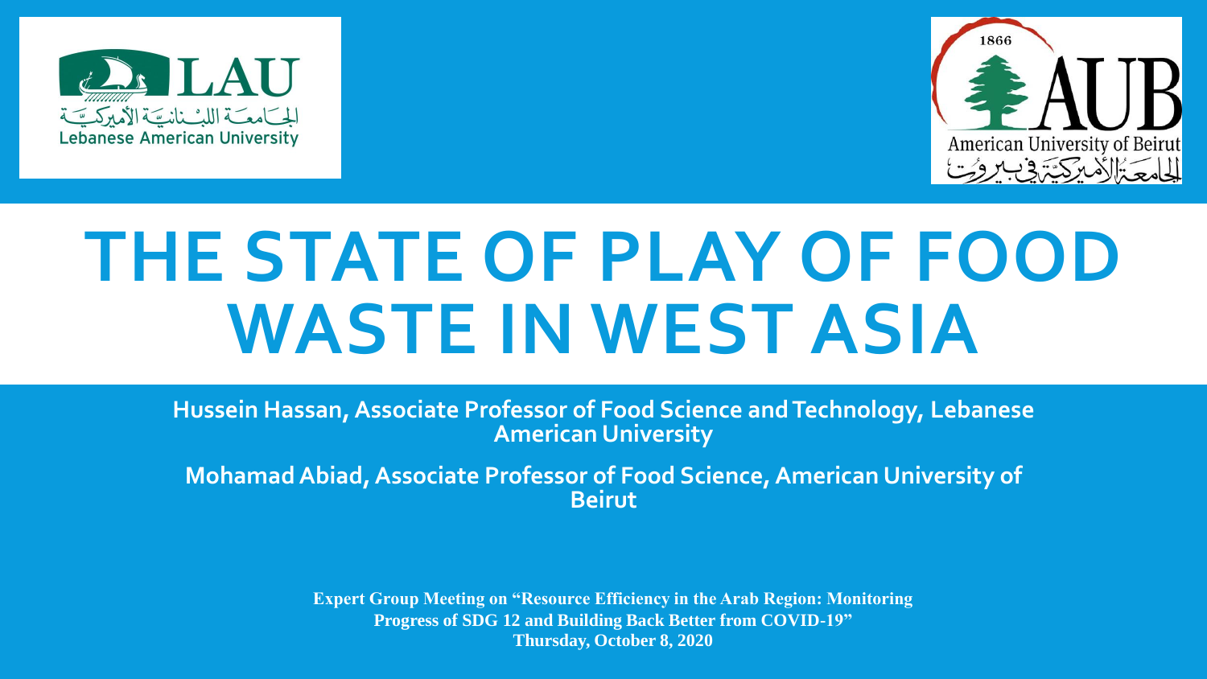LAU

الجامعة اللبنانية الأميركية

Lebanese American University

1866

AUB

American University of Beirut

الجامعة الأميركية في بيروت

# THE STATE OF PLAY OF FOOD WASTE IN WEST ASIA

**Hussein Hassan, Associate Professor of Food Science and Technology, Lebanese American University**

**Mohamad Abiad, Associate Professor of Food Science, American University of Beirut**

**Expert Group Meeting on "Resource Efficiency in the Arab Region: Monitoring Progress of SDG 12 and Building Back Better from COVID-19"**
**Thursday, October 8, 2020**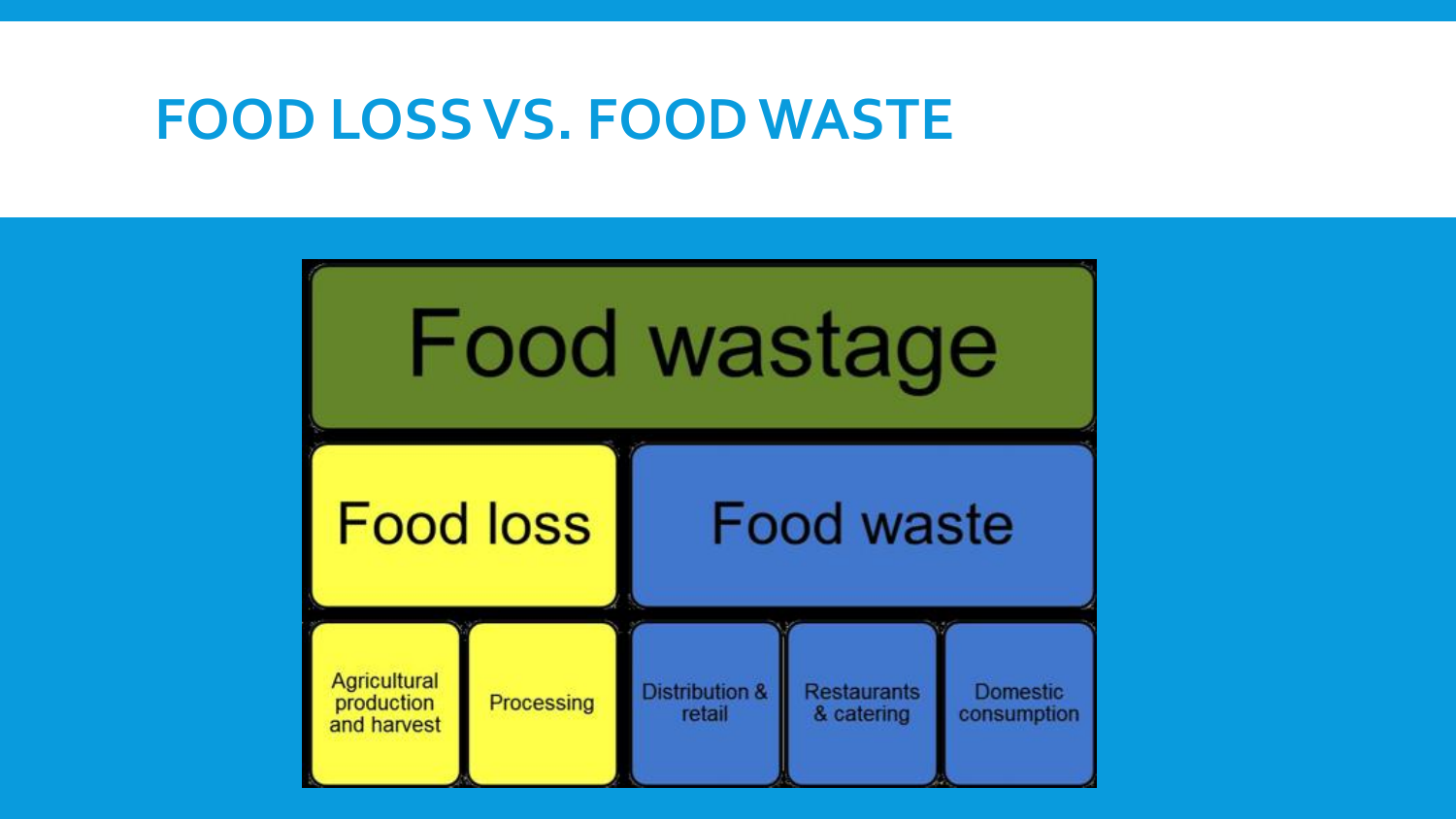# FOOD LOSS VS. FOOD WASTE

| Food wastage | | | | |
|---|---|---|---|---|
| Food loss | | Food waste | | |
| Agricultural production and harvest | Processing | Distribution & retail | Restaurants & catering | Domestic consumption |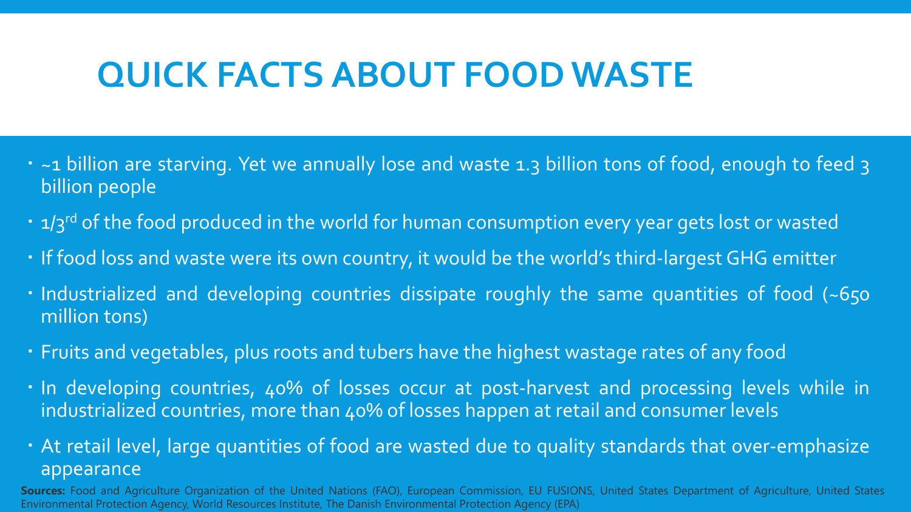# QUICK FACTS ABOUT FOOD WASTE

- ~1 billion are starving. Yet we annually lose and waste 1.3 billion tons of food, enough to feed 3 billion people
- 1/3rd of the food produced in the world for human consumption every year gets lost or wasted
- If food loss and waste were its own country, it would be the world's third-largest GHG emitter
- Industrialized and developing countries dissipate roughly the same quantities of food (~650 million tons)
- Fruits and vegetables, plus roots and tubers have the highest wastage rates of any food
- In developing countries, 40% of losses occur at post-harvest and processing levels while in industrialized countries, more than 40% of losses happen at retail and consumer levels
- At retail level, large quantities of food are wasted due to quality standards that over-emphasize appearance

**Sources:** Food and Agriculture Organization of the United Nations (FAO), European Commission, EU FUSIONS, United States Department of Agriculture, United States Environmental Protection Agency, World Resources Institute, The Danish Environmental Protection Agency (EPA)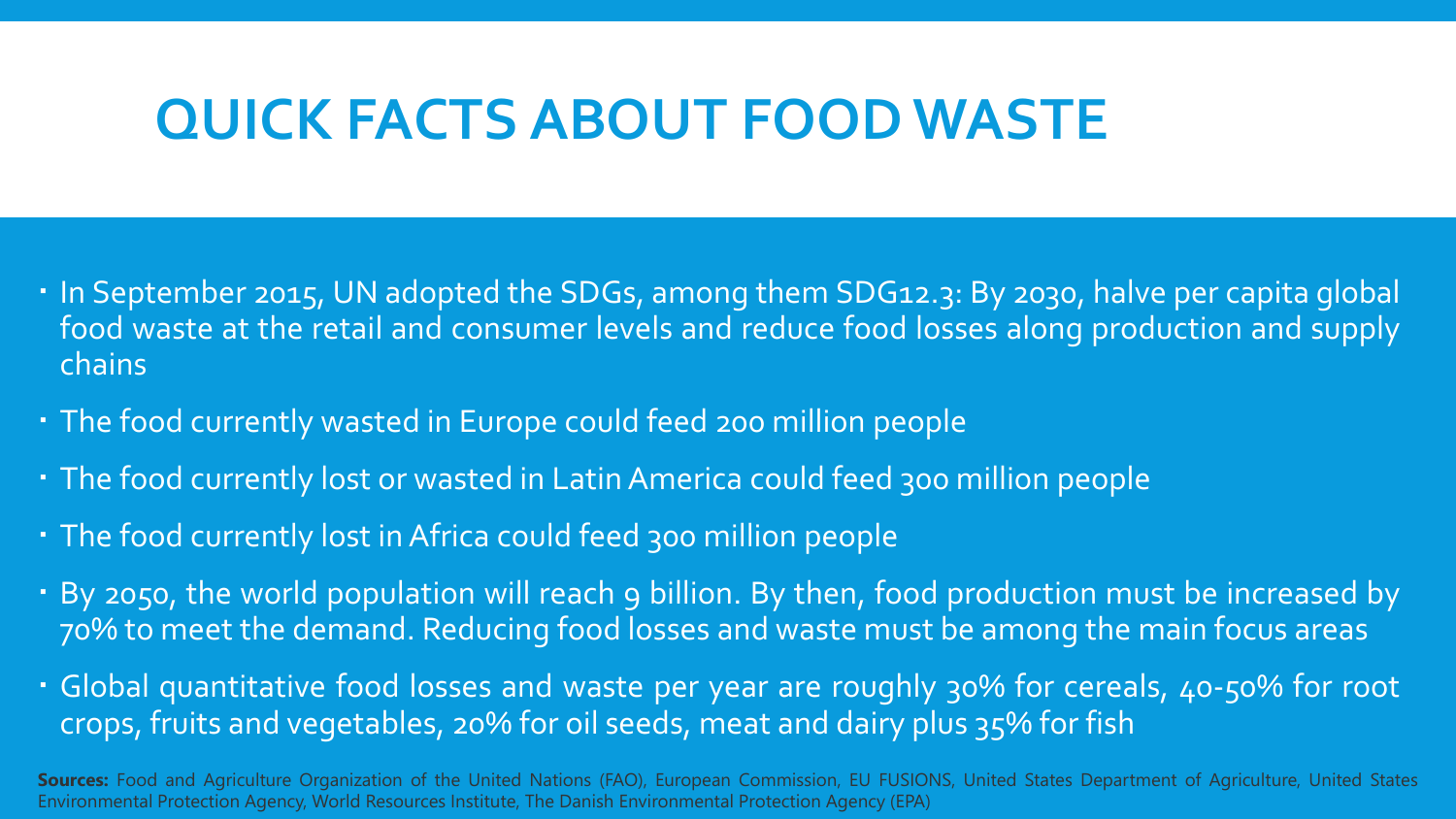# QUICK FACTS ABOUT FOOD WASTE

- In September 2015, UN adopted the SDGs, among them SDG12.3: By 2030, halve per capita global food waste at the retail and consumer levels and reduce food losses along production and supply chains
- The food currently wasted in Europe could feed 200 million people
- The food currently lost or wasted in Latin America could feed 300 million people
- The food currently lost in Africa could feed 300 million people
- By 2050, the world population will reach 9 billion. By then, food production must be increased by 70% to meet the demand. Reducing food losses and waste must be among the main focus areas
- Global quantitative food losses and waste per year are roughly 30% for cereals, 40-50% for root crops, fruits and vegetables, 20% for oil seeds, meat and dairy plus 35% for fish

**Sources:** Food and Agriculture Organization of the United Nations (FAO), European Commission, EU FUSIONS, United States Department of Agriculture, United States Environmental Protection Agency, World Resources Institute, The Danish Environmental Protection Agency (EPA)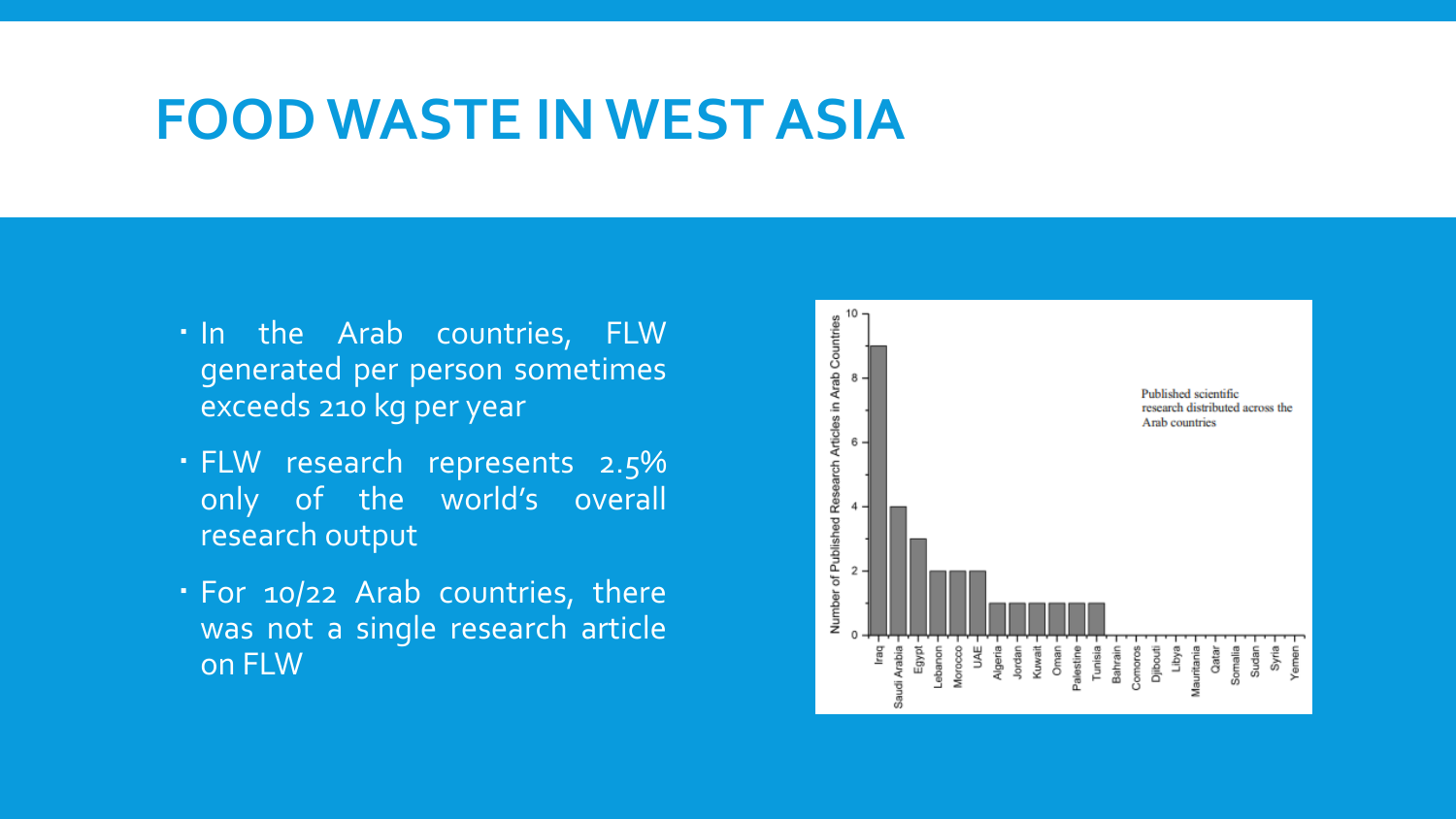# FOOD WASTE IN WEST ASIA

- In the Arab countries, FLW generated per person sometimes exceeds 210 kg per year
- FLW research represents 2.5% only of the world's overall research output
- For 10/22 Arab countries, there was not a single research article on FLW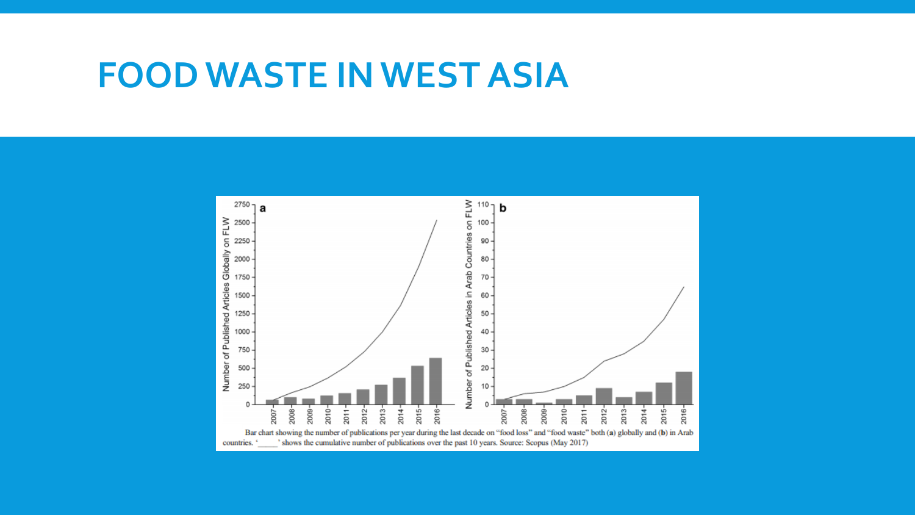# FOOD WASTE IN WEST ASIA

Bar chart showing the number of publications per year during the last decade on "food loss" and "food waste" both (**a**) globally and (**b**) in Arab countries. '\_\_\_\_\_' shows the cumulative number of publications over the past 10 years. Source: Scopus (May 2017)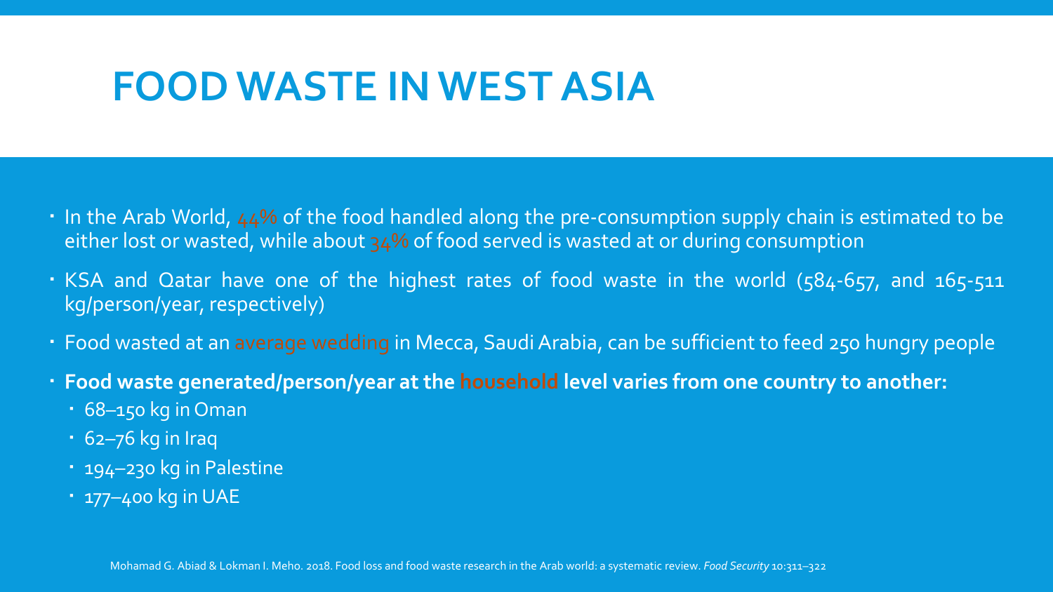# FOOD WASTE IN WEST ASIA

- In the Arab World, 44% of the food handled along the pre-consumption supply chain is estimated to be either lost or wasted, while about 34% of food served is wasted at or during consumption
- KSA and Qatar have one of the highest rates of food waste in the world (584-657, and 165-511 kg/person/year, respectively)
- Food wasted at an average wedding in Mecca, Saudi Arabia, can be sufficient to feed 250 hungry people
- **Food waste generated/person/year at the household level varies from one country to another:**
  - 68–150 kg in Oman
  - 62–76 kg in Iraq
  - 194–230 kg in Palestine
  - 177–400 kg in UAE

Mohamad G. Abiad & Lokman I. Meho. 2018. Food loss and food waste research in the Arab world: a systematic review. *Food Security* 10:311–322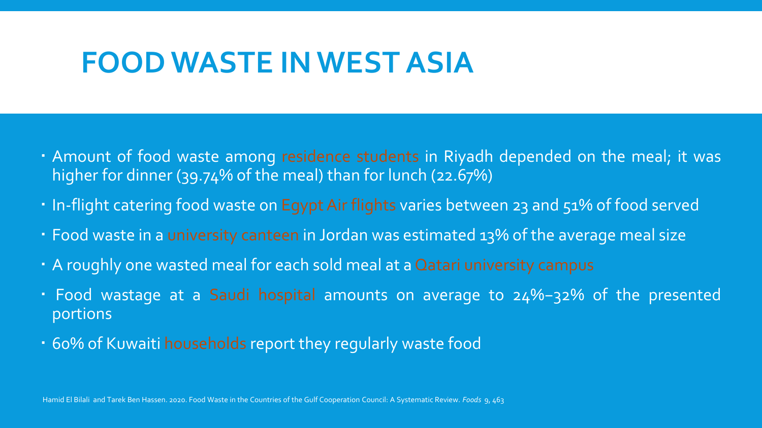# FOOD WASTE IN WEST ASIA

- Amount of food waste among residence students in Riyadh depended on the meal; it was higher for dinner (39.74% of the meal) than for lunch (22.67%)
- In-flight catering food waste on Egypt Air flights varies between 23 and 51% of food served
- Food waste in a university canteen in Jordan was estimated 13% of the average meal size
- A roughly one wasted meal for each sold meal at a Qatari university campus
- Food wastage at a Saudi hospital amounts on average to 24%–32% of the presented portions
- 60% of Kuwaiti households report they regularly waste food

Hamid El Bilali and Tarek Ben Hassen. 2020. Food Waste in the Countries of the Gulf Cooperation Council: A Systematic Review. *Foods* 9, 463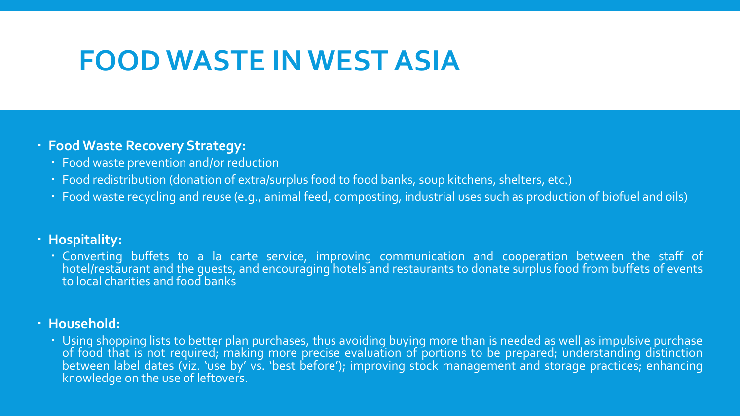# FOOD WASTE IN WEST ASIA

- **Food Waste Recovery Strategy:**
  - Food waste prevention and/or reduction
  - Food redistribution (donation of extra/surplus food to food banks, soup kitchens, shelters, etc.)
  - Food waste recycling and reuse (e.g., animal feed, composting, industrial uses such as production of biofuel and oils)

- **Hospitality:**
  - Converting buffets to a la carte service, improving communication and cooperation between the staff of hotel/restaurant and the guests, and encouraging hotels and restaurants to donate surplus food from buffets of events to local charities and food banks

- **Household:**
  - Using shopping lists to better plan purchases, thus avoiding buying more than is needed as well as impulsive purchase of food that is not required; making more precise evaluation of portions to be prepared; understanding distinction between label dates (viz. 'use by' vs. 'best before'); improving stock management and storage practices; enhancing knowledge on the use of leftovers.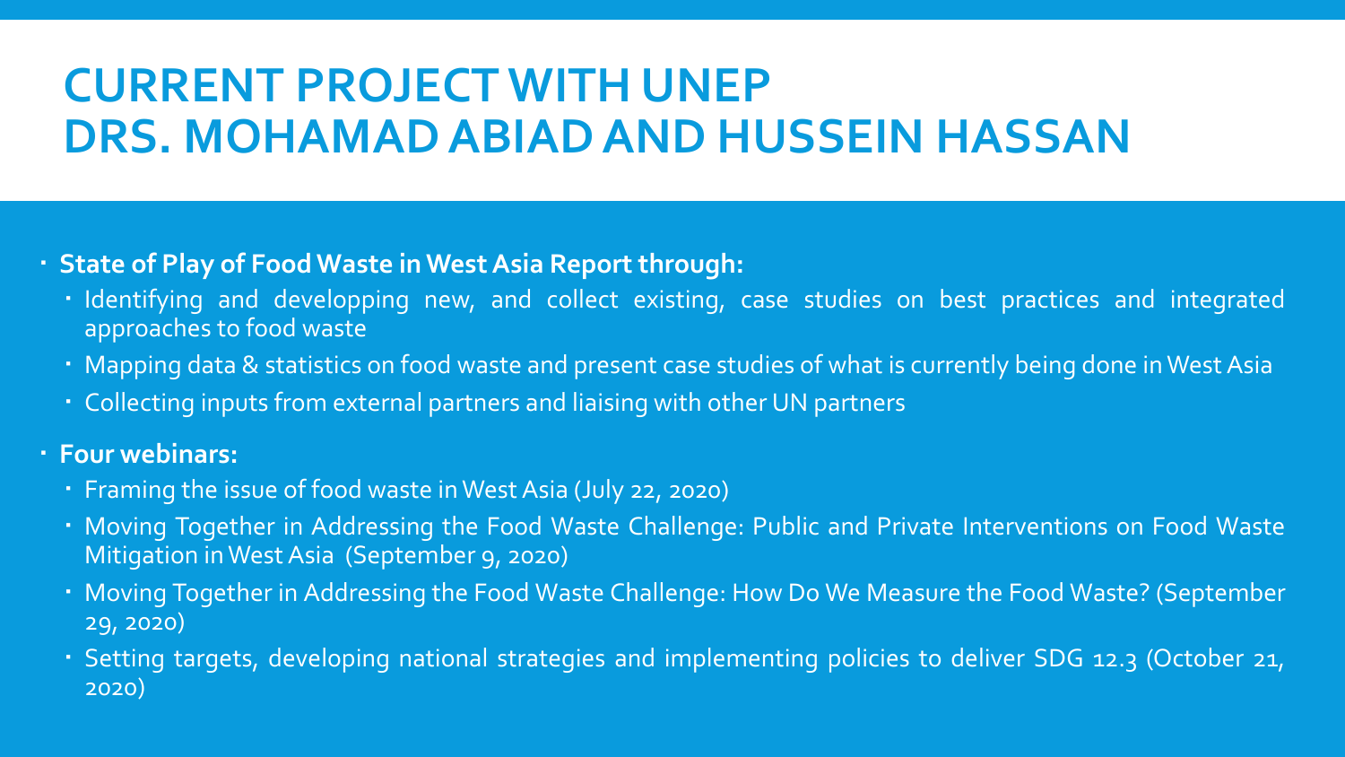# CURRENT PROJECT WITH UNEP
# DRS. MOHAMAD ABIAD AND HUSSEIN HASSAN

- **State of Play of Food Waste in West Asia Report through:**
  - Identifying and developping new, and collect existing, case studies on best practices and integrated approaches to food waste
  - Mapping data & statistics on food waste and present case studies of what is currently being done in West Asia
  - Collecting inputs from external partners and liaising with other UN partners
- **Four webinars:**
  - Framing the issue of food waste in West Asia (July 22, 2020)
  - Moving Together in Addressing the Food Waste Challenge: Public and Private Interventions on Food Waste Mitigation in West Asia (September 9, 2020)
  - Moving Together in Addressing the Food Waste Challenge: How Do We Measure the Food Waste? (September 29, 2020)
  - Setting targets, developing national strategies and implementing policies to deliver SDG 12.3 (October 21, 2020)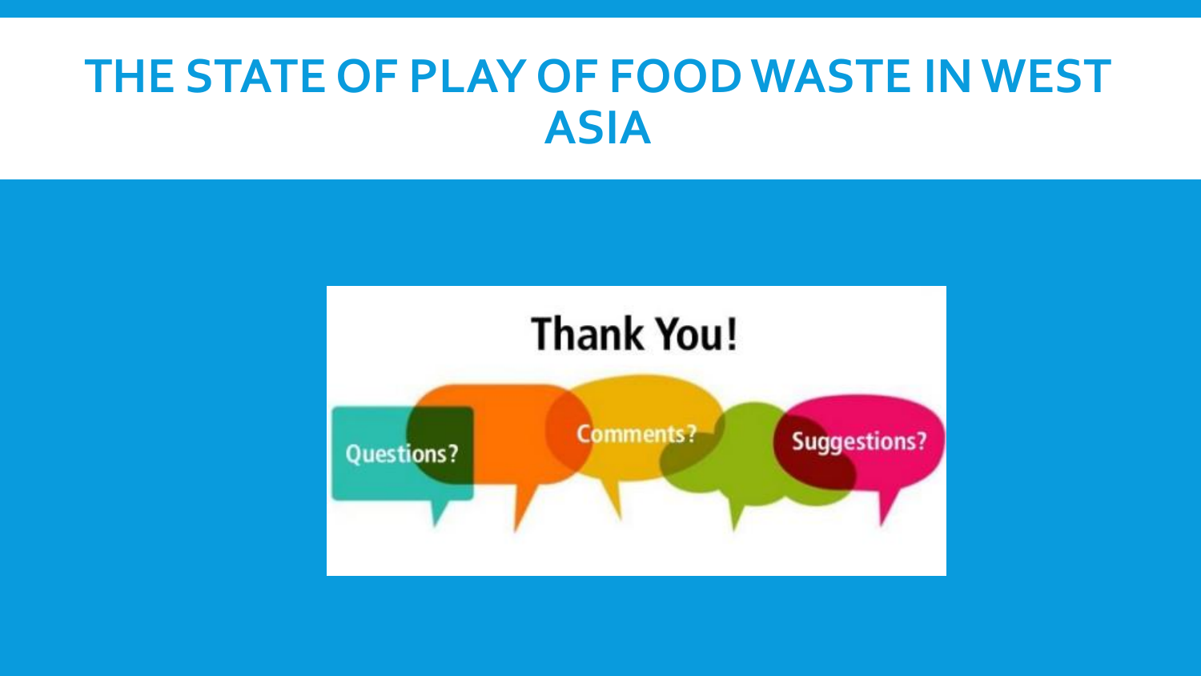# THE STATE OF PLAY OF FOOD WASTE IN WEST ASIA

Thank You!

Questions?

Comments?

Suggestions?